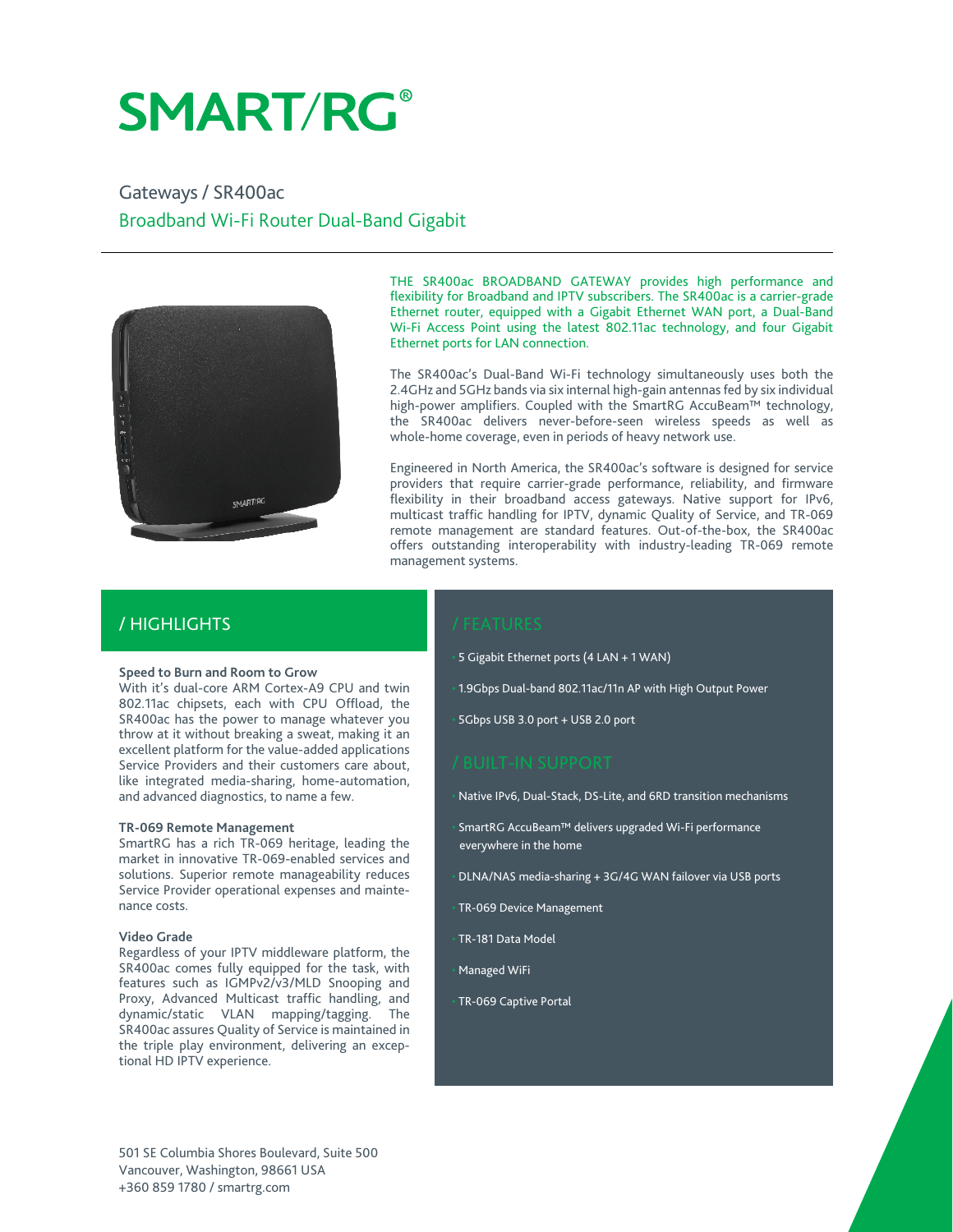# SMART/RG®

## Gateways / SR400ac

### Broadband Wi-Fi Router Dual-Band Gigabit

THE SR400ac BROADBAND GATEWAY provides high performance and flexibility for Broadband and IPTV subscribers. The SR400ac is a carrier-grade Ethernet router, equipped with a Gigabit Ethernet WAN port, a Dual-Band Wi-Fi Access Point using the latest 802.11ac technology, and four Gigabit Ethernet ports for LAN connection.

The SR400ac's Dual-Band Wi-Fi technology simultaneously uses both the 2.4GHz and 5GHz bands via six internal high-gain antennas fed by six individual high-power amplifiers. Coupled with the SmartRG AccuBeam™ technology, the SR400ac delivers never-before-seen wireless speeds as well as whole-home coverage, even in periods of heavy network use.

Engineered in North America, the SR400ac's software is designed for service providers that require carrier-grade performance, reliability, and firmware flexibility in their broadband access gateways. Native support for IPv6, multicast traffic handling for IPTV, dynamic Quality of Service, and TR-069 remote management are standard features. Out-of-the-box, the SR400ac offers outstanding interoperability with industry-leading TR-069 remote management systems.

## / HIGHLIGHTS

**Speed to Burn and Room to Grow**
With it's dual-core ARM Cortex-A9 CPU and twin 802.11ac chipsets, each with CPU Offload, the SR400ac has the power to manage whatever you throw at it without breaking a sweat, making it an excellent platform for the value-added applications Service Providers and their customers care about, like integrated media-sharing, home-automation, and advanced diagnostics, to name a few.

**TR-069 Remote Management**
SmartRG has a rich TR-069 heritage, leading the market in innovative TR-069-enabled services and solutions. Superior remote manageability reduces Service Provider operational expenses and maintenance costs.

**Video Grade**
Regardless of your IPTV middleware platform, the SR400ac comes fully equipped for the task, with features such as IGMPv2/v3/MLD Snooping and Proxy, Advanced Multicast traffic handling, and dynamic/static VLAN mapping/tagging. The SR400ac assures Quality of Service is maintained in the triple play environment, delivering an exceptional HD IPTV experience.

## / FEATURES

- 5 Gigabit Ethernet ports (4 LAN + 1 WAN)
- 1.9Gbps Dual-band 802.11ac/11n AP with High Output Power
- 5Gbps USB 3.0 port + USB 2.0 port

## / BUILT-IN SUPPORT

- Native IPv6, Dual-Stack, DS-Lite, and 6RD transition mechanisms
- SmartRG AccuBeam™ delivers upgraded Wi-Fi performance everywhere in the home
- DLNA/NAS media-sharing + 3G/4G WAN failover via USB ports
- TR-069 Device Management
- TR-181 Data Model
- Managed WiFi
- TR-069 Captive Portal

501 SE Columbia Shores Boulevard, Suite 500
Vancouver, Washington, 98661 USA
+360 859 1780 / smartrg.com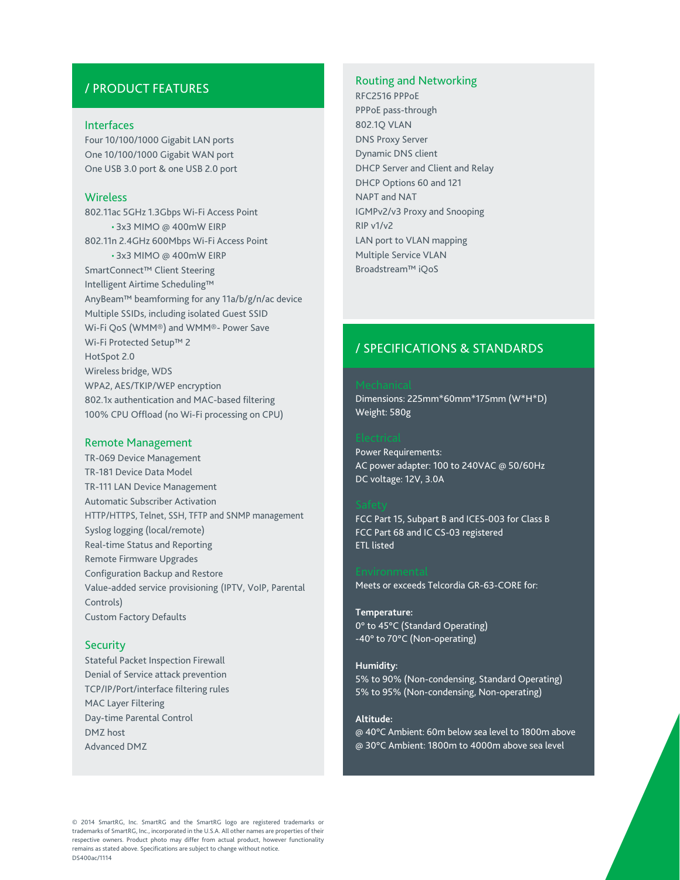## / PRODUCT FEATURES

### Interfaces

Four 10/100/1000 Gigabit LAN ports
One 10/100/1000 Gigabit WAN port
One USB 3.0 port & one USB 2.0 port

### Wireless

802.11ac 5GHz 1.3Gbps Wi-Fi Access Point
- 3x3 MIMO @ 400mW EIRP

802.11n 2.4GHz 600Mbps Wi-Fi Access Point
- 3x3 MIMO @ 400mW EIRP

SmartConnect™ Client Steering
Intelligent Airtime Scheduling™
AnyBeam™ beamforming for any 11a/b/g/n/ac device
Multiple SSIDs, including isolated Guest SSID
Wi-Fi QoS (WMM®) and WMM®- Power Save
Wi-Fi Protected Setup™ 2
HotSpot 2.0
Wireless bridge, WDS
WPA2, AES/TKIP/WEP encryption
802.1x authentication and MAC-based filtering
100% CPU Offload (no Wi-Fi processing on CPU)

### Remote Management

TR-069 Device Management
TR-181 Device Data Model
TR-111 LAN Device Management
Automatic Subscriber Activation
HTTP/HTTPS, Telnet, SSH, TFTP and SNMP management
Syslog logging (local/remote)
Real-time Status and Reporting
Remote Firmware Upgrades
Configuration Backup and Restore
Value-added service provisioning (IPTV, VoIP, Parental Controls)
Custom Factory Defaults

### Security

Stateful Packet Inspection Firewall
Denial of Service attack prevention
TCP/IP/Port/interface filtering rules
MAC Layer Filtering
Day-time Parental Control
DMZ host
Advanced DMZ

### Routing and Networking

RFC2516 PPPoE
PPPoE pass-through
802.1Q VLAN
DNS Proxy Server
Dynamic DNS client
DHCP Server and Client and Relay
DHCP Options 60 and 121
NAPT and NAT
IGMPv2/v3 Proxy and Snooping
RIP v1/v2
LAN port to VLAN mapping
Multiple Service VLAN
Broadstream™ iQoS

## / SPECIFICATIONS & STANDARDS

### Mechanical

Dimensions: 225mm*60mm*175mm (W*H*D)
Weight: 580g

### Electrical

Power Requirements:
AC power adapter: 100 to 240VAC @ 50/60Hz
DC voltage: 12V, 3.0A

### Safety

FCC Part 15, Subpart B and ICES-003 for Class B
FCC Part 68 and IC CS-03 registered
ETL listed

### Environmental

Meets or exceeds Telcordia GR-63-CORE for:

**Temperature:**
0° to 45°C (Standard Operating)
-40° to 70°C (Non-operating)

**Humidity:**
5% to 90% (Non-condensing, Standard Operating)
5% to 95% (Non-condensing, Non-operating)

**Altitude:**
@ 40°C Ambient: 60m below sea level to 1800m above
@ 30°C Ambient: 1800m to 4000m above sea level

© 2014 SmartRG, Inc. SmartRG and the SmartRG logo are registered trademarks or trademarks of SmartRG, Inc., incorporated in the U.S.A. All other names are properties of their respective owners. Product photo may differ from actual product, however functionality remains as stated above. Specifications are subject to change without notice.
DS400ac/1114